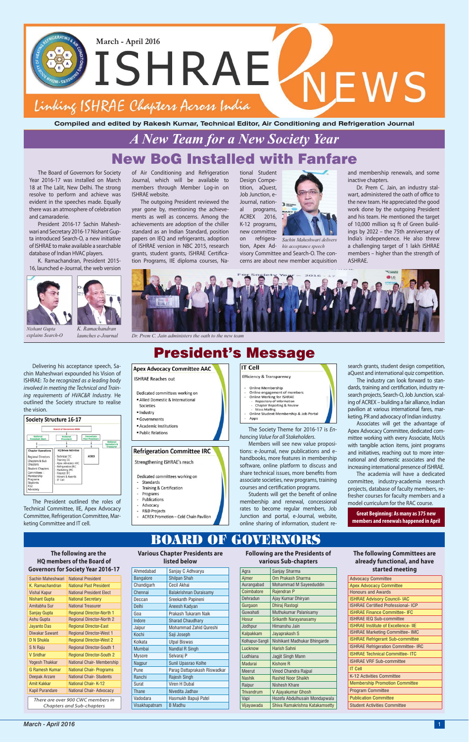March - April 2016

# ISHRAE NEWS

*Linking ISHRAE Chapters Across India*

**Compiled and edited by Rakesh Kumar, Technical Editor, Air Conditioning and Refrigeration Journal**

## *A New Team for a New Society Year*

# New BoG Installed with Fanfare

The Board of Governors for Society Year 2016-17 was installed on March 18 at The Lalit, New Delhi. The strong resolve to perform and achieve was evident in the speeches made. Equally there was an atmosphere of celebration and camaraderie.

President 2016-17 Sachin Maheshwari and Secretary 2016-17 Nishant Gupta introduced Search-O, a new initiative of ISHRAE to make available a searchable database of Indian HVAC players.

K. Ramachandran, President 2015-16, launched e-Journal, the web version of Air Conditioning and Refrigeration Journal, which will be available to members through Member Log-in on ISHRAE website.

The outgoing President reviewed the year gone by, mentioning the achievements as well as concerns. Among the achievements are adoption of the chiller standard as an Indian Standard, position papers on IEQ and refrigerants, adoption of ISHRAE version in NBC 2015, research grants, student grants, ISHRAE Certification Programs, IIE diploma courses, National Student Design Competition, aQuest, Job Junction, e-Journal, national programs, ACREX 2016, K-12 programs, new committee on refrigeration, Apex Advisory Committee and Search-O. The concerns are about new member acquisition and membership renewals, and some inactive chapters.

*Sachin Maheshwari delivers his acceptance speech*

Dr. Prem C. Jain, an industry stalwart, administered the oath of office to the new team. He appreciated the good work done by the outgoing President and his team. He mentioned the target of 10,000 million sq ft of Green buildings by 2022 – the 75th anniversary of India's independence. He also threw a challenging target of 1 lakh ISHRAE members – higher than the strength of ASHRAE.

*Nishant Gupta explains Search-O*

*K. Ramachandran launches e-Journal*

*Dr. Prem C. Jain administers the oath to the new team*

# President's Message

Delivering his acceptance speech, Sachin Maheshwari expounded his Vision of ISHRAE: *To be recognized as a leading body involved in meeting the Technical and Training requirements of HVAC&R Industry.* He outlined the Society structure to realise the vision.

**Society Structure 16-17**

- Board of Governors BOG
  - National President Elect
  - National President
  - Immediate Past President
  - National Secretary & Treasurer
- Chapter Operations: Regional Directors; Chapters & Sub Chapters; Student Chapters; Committees: Membership; Programs; Students; K12; Advocacy
- HQ Driven Activities: Technical ITC; Training IIE; Apex Advocacy AAC; Refrigeration IRC; Marketing IMC; Finance IFC; Honors & Awards; IT Cell
- ACREX

The President outlined the roles of Technical Committee, IIE, Apex Advocacy Committee, Refrigeration Committee, Marketing Committee and IT cell.

**Apex Advocacy Committee AAC**

ISHRAE Reaches out

Dedicated committees working on
- Allied Domestic & International Societies
- Industry
- Governments
- Academic Institutions
- Public Relations

**Refrigeration Committee IRC**

Strengthening ISHRAE's reach

Dedicated committees working on
- Standards
- Training & Certification
- Programs
- Publications
- Advocacy
- R&D Projects
- ACREX Promotion – Cold Chain Pavilion

**IT Cell**

Efficiency & Transparency

- Online Membership
- Online engagement of members
- Online Working for ISHRAE
  - Repository of information
  - Chapter Reporting & Review
  - Mass Mailing
- Online Student Membership & Job Portal
- Apps

The Society Theme for 2016-17 is *Enhancing Value for all Stakeholders.*

Members will see new value propositions: e-Journal, new publications and e-handbooks, more features in membership software, online platform to discuss and share technical issues, more benefits from associate societies, new programs, training courses and certification programs.

Students will get the benefit of online membership and renewal, concessional rates to become regular members, Job Junction and portal, e-Journal, website, online sharing of information, student research grants, student design competition, aQuest and international quiz competition.

The industry can look forward to standards, training and certification, industry research projects, Search-O, Job Junction, scaling of ACREX – building a fair alliance, Indian pavilion at various international fares, marketing, PR and advocacy of Indian industry.

Associates will get the advantage of Apex Advocacy Committee, dedicated committee working with every Associate, MoUs with tangible action items, joint programs and initiatives, reaching out to more international and domestic associates and the increasing international presence of ISHRAE.

The academia will have a dedicated committee, industry-academia research projects, database of faculty members, refresher courses for faculty members and a model curriculum for the RAC course.

**Great Beginning: As many as 375 new members and renewals happened in April**

# BOARD OF GOVERNORS

**The following are the HQ members of the Board of Governors for Society Year 2016-17**

| Name | Position |
|---|---|
| Sachin Maheshwari | National President |
| K. Ramachandran | National Past President |
| Vishal Kapur | National President Elect |
| Nishant Gupta | National Secretary |
| Amitabha Sur | National Treasurer |
| Sanjay Gupta | Regional Director-North 1 |
| Ashu Gupta | Regional Director-North 2 |
| Jayanto Das | Regional Director-East |
| Diwakar Sawant | Regional Director-West 1 |
| D N Shukla | Regional Director-West 2 |
| S N Raju | Regional Director-South 1 |
| V Sridhar | Regional Director-South 2 |
| Yogesh Thakkar | National Chair- Membership |
| G Ramesh Kumar | National Chair- Programs |
| Deepak Arzare | National Chair- Students |
| Amit Kakkar | National Chair- K-12 |
| Kapil Purandare | National Chair- Advocacy |

*There are over 900 CWC members in Chapters and Sub-chapters*

**Various Chapter Presidents are listed below**

| Chapter | President |
|---|---|
| Ahmedabad | Sanjay C Adhvaryu |
| Bangalore | Shilpan Shah |
| Chandigarh | Cecil Akhai |
| Chennai | Balakrishnan Duraisamy |
| Deccan | Sreekanth Papineni |
| Delhi | Aneesh Kadyan |
| Goa | Prakash Tukaram Naik |
| Indore | Sharad Chaudhary |
| Jaipur | Mohammad Zahid Qureshi |
| Kochi | Saji Joseph |
| Kolkata | Utpal Biswas |
| Mumbai | Nandlal R Singh |
| Mysore | Selvaraj P |
| Nagpur | Sunil Upasrao Kolhe |
| Pune | Parag Dattaprakash Riswadkar |
| Ranchi | Rajesh Singh |
| Surat | Viren H Dubal |
| Thane | Nivedita Jadhav |
| Vadodara | Hasmukh Bapuji Patel |
| Visakhapatnam | B Madhu |

**Following are the Presidents of various Sub-chapters**

| Sub-chapter | President |
|---|---|
| Agra | Sanjay Sharma |
| Ajmer | Om Prakash Sharma |
| Aurangabad | Mohammad M Sayeeduddin |
| Coimbatore | Rajendran P |
| Dehradun | Ajay Kumar Dhiryan |
| Gurgaon | Dhiraj Rastogi |
| Guwahati | Muthukumar Palanisamy |
| Hosur | Srikanth Narayanasamy |
| Jodhpur | Himanshu Jain |
| Kalpakkam | Jayaprakash S |
| Kolhapur-Sangli | Nishikant Madhukar Bhingarde |
| Lucknow | Harish Sahni |
| Ludhiana | Jagjit Singh Mann |
| Madurai | Kishore R |
| Meerut | Vinod Chandra Rajpal |
| Nashik | Rashid Noor Shaikh |
| Raipur | Nishesh Khare |
| Trivandrum | V Ajayakumar Ghosh |
| Vapi | Hozefa Abdulhusain Mondapwala |
| Vijayawada | Shiva Ramakrishna Katakamsetty |

**The following Committees are already functional, and have started meeting**

- Advocacy Committee
- Apex Advocacy Committee
- Honours and Awards
- ISHRAE Advisory Council- IAC
- ISHRAE Certified Professional- ICP
- ISHRAE Finance Committee- IFC
- ISHRAE IEQ Sub-committee
- ISHRAE Institute of Excellence- IIE
- ISHRAE Marketing Committee- IMC
- ISHRAE Refrigerant Sub-committee
- ISHRAE Refrigeration Committee- IRC
- ISHRAE Technical Committee- ITC
- ISHRAE VRF Sub-committee
- IT Cell
- K-12 Activities Committee
- Membership Promotion Committee
- Program Committee
- Publication Committee
- Student Activities Committee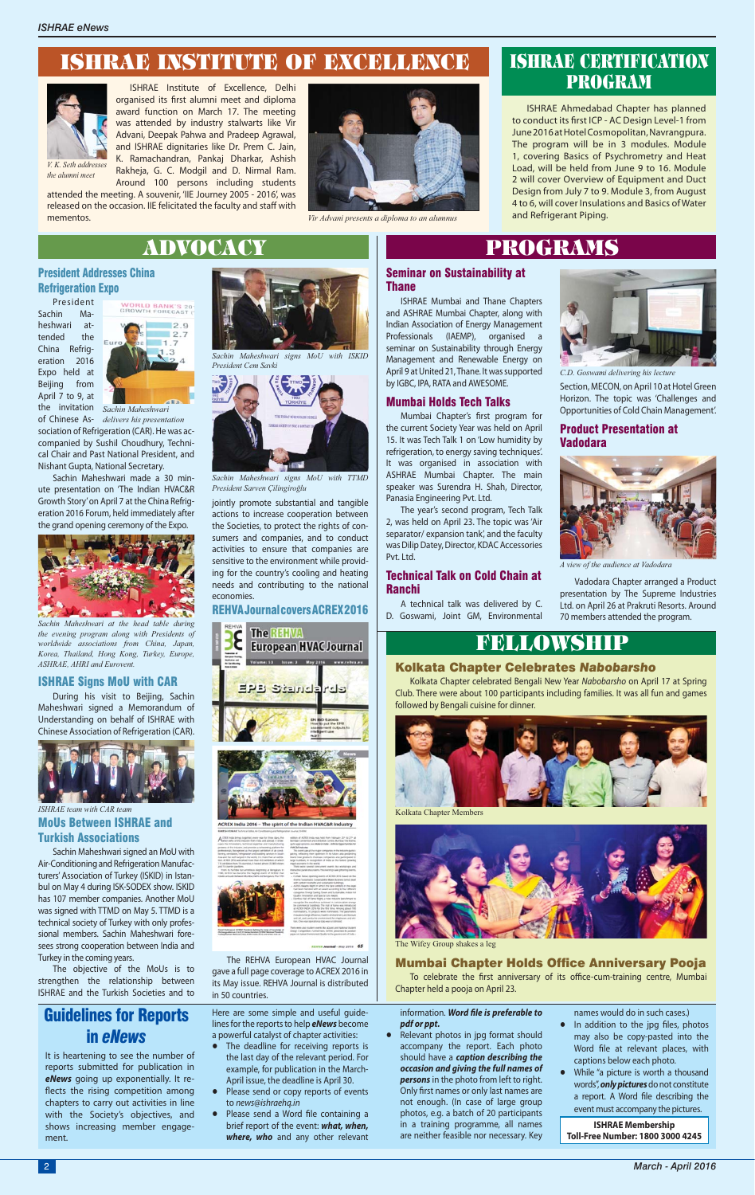# ISHRAE INSTITUTE OF EXCELLENCE

*V. K. Seth addresses the alumni meet*

ISHRAE Institute of Excellence, Delhi organised its first alumni meet and diploma award function on March 17. The meeting was attended by industry stalwarts like Vir Advani, Deepak Pahwa and Pradeep Agrawal, and ISHRAE dignitaries like Dr. Prem C. Jain, K. Ramachandran, Pankaj Dharkar, Ashish Rakheja, G. C. Modgil and D. Nirmal Ram. Around 100 persons including students attended the meeting. A souvenir, 'IIE Journey 2005 - 2016', was released on the occasion. IIE felicitated the faculty and staff with mementos.

*Vir Advani presents a diploma to an alumnus*

# ISHRAE CERTIFICATION PROGRAM

ISHRAE Ahmedabad Chapter has planned to conduct its first ICP - AC Design Level-1 from June 2016 at Hotel Cosmopolitan, Navrangpura. The program will be in 3 modules. Module 1, covering Basics of Psychrometry and Heat Load, will be held from June 9 to 16. Module 2 will cover Overview of Equipment and Duct Design from July 7 to 9. Module 3, from August 4 to 6, will cover Insulations and Basics of Water and Refrigerant Piping.

# ADVOCACY

## President Addresses China Refrigeration Expo

President Sachin Maheshwari attended the China Refrigeration 2016 Expo held at Beijing from April 7 to 9, at the invitation of Chinese Association of Refrigeration (CAR). He was accompanied by Sushil Choudhury, Technical Chair and Past National President, and Nishant Gupta, National Secretary.

*Sachin Maheshwari delivers his presentation*

Sachin Maheshwari made a 30 minute presentation on 'The Indian HVAC&R Growth Story' on April 7 at the China Refrigeration 2016 Forum, held immediately after the grand opening ceremony of the Expo.

*Sachin Maheshwari at the head table during the evening program along with Presidents of worldwide associations from China, Japan, Korea, Thailand, Hong Kong, Turkey, Europe, ASHRAE, AHRI and Eurovent.*

## ISHRAE Signs MoU with CAR

During his visit to Beijing, Sachin Maheshwari signed a Memorandum of Understanding on behalf of ISHRAE with Chinese Association of Refrigeration (CAR).

*ISHRAE team with CAR team*

## MoUs Between ISHRAE and Turkish Associations

Sachin Maheshwari signed an MoU with Air-Conditioning and Refrigeration Manufacturers' Association of Turkey (ISKID) in Istanbul on May 4 during ISK-SODEX show. ISKID has 107 member companies. Another MoU was signed with TTMD on May 5. TTMD is a technical society of Turkey with only professional members. Sachin Maheshwari foresees strong cooperation between India and Turkey in the coming years.

*Sachin Maheshwari signs MoU with ISKID President Cem Savki*

*Sachin Maheshwari signs MoU with TTMD President Sarven Çilingiroğlu*

The objective of the MoUs is to strengthen the relationship between ISHRAE and the Turkish Societies and to jointly promote substantial and tangible actions to increase cooperation between the Societies, to protect the rights of consumers and companies, and to conduct activities to ensure that companies are sensitive to the environment while providing for the country's cooling and heating needs and contributing to the national economies.

## REHVA Journal covers ACREX 2016

The REHVA European HVAC Journal gave a full page coverage to ACREX 2016 in its May issue. REHVA Journal is distributed in 50 countries.

# PROGRAMS

## Seminar on Sustainability at Thane

ISHRAE Mumbai and Thane Chapters and ASHRAE Mumbai Chapter, along with Indian Association of Energy Management Professionals (IAEMP), organised a seminar on Sustainability through Energy Management and Renewable Energy on April 9 at United 21, Thane. It was supported by IGBC, IPA, RATA and AWESOME.

## Mumbai Holds Tech Talks

Mumbai Chapter's first program for the current Society Year was held on April 15. It was Tech Talk 1 on 'Low humidity by refrigeration, to energy saving techniques'. It was organised in association with ASHRAE Mumbai Chapter. The main speaker was Surendra H. Shah, Director, Panasia Engineering Pvt. Ltd.

The year's second program, Tech Talk 2, was held on April 23. The topic was 'Air separator/ expansion tank', and the faculty was Dilip Datey, Director, KDAC Accessories Pvt. Ltd.

## Technical Talk on Cold Chain at Ranchi

A technical talk was delivered by C. D. Goswami, Joint GM, Environmental Section, MECON, on April 10 at Hotel Green Horizon. The topic was 'Challenges and Opportunities of Cold Chain Management'.

*C.D. Goswami delivering his lecture*

## Product Presentation at Vadodara

*A view of the audience at Vadodara*

Vadodara Chapter arranged a Product presentation by The Supreme Industries Ltd. on April 26 at Prakruti Resorts. Around 70 members attended the program.

# FELLOWSHIP

## Kolkata Chapter Celebrates *Nabobarsho*

Kolkata Chapter celebrated Bengali New Year *Nabobarsho* on April 17 at Spring Club. There were about 100 participants including families. It was all fun and games followed by Bengali cuisine for dinner.

Kolkata Chapter Members

The Wifey Group shakes a leg

## Mumbai Chapter Holds Office Anniversary Pooja

To celebrate the first anniversary of its office-cum-training centre, Mumbai Chapter held a pooja on April 23.

# Guidelines for Reports in *eNews*

It is heartening to see the number of reports submitted for publication in ***eNews*** going up exponentially. It reflects the rising competition among chapters to carry out activities in line with the Society's objectives, and shows increasing member engagement.

Here are some simple and useful guidelines for the reports to help ***eNews*** become a powerful catalyst of chapter activities:

- The deadline for receiving reports is the last day of the relevant period. For example, for publication in the March-April issue, the deadline is April 30.
- Please send or copy reports of events to *news@ishraehq.in*
- Please send a Word file containing a brief report of the event: ***what, when, where, who*** and any other relevant information. ***Word file is preferable to pdf or ppt.***
- Relevant photos in jpg format should accompany the report. Each photo should have a ***caption describing the occasion and giving the full names of persons*** in the photo from left to right. Only first names or only last names are not enough. (In case of large group photos, e.g. a batch of 20 participants in a training programme, all names are neither feasible nor necessary. Key names would do in such cases.)
- In addition to the jpg files, photos may also be copy-pasted into the Word file at relevant places, with captions below each photo.
- While "a picture is worth a thousand words", ***only pictures*** do not constitute a report. A Word file describing the event must accompany the pictures.

**ISHRAE Membership**
**Toll-Free Number: 1800 3000 4245**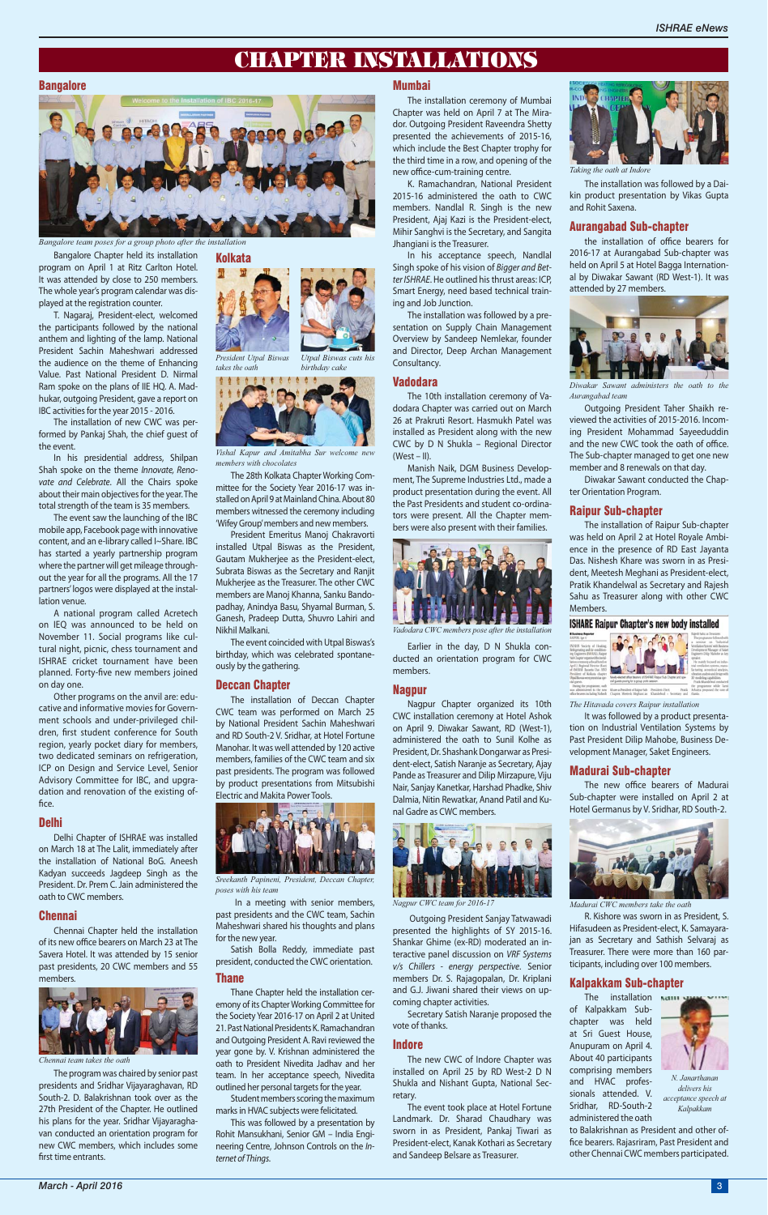# CHAPTER INSTALLATIONS

## Bangalore

*Bangalore team poses for a group photo after the installation*

Bangalore Chapter held its installation program on April 1 at Ritz Carlton Hotel. It was attended by close to 250 members. The whole year's program calendar was displayed at the registration counter.

T. Nagaraj, President-elect, welcomed the participants followed by the national anthem and lighting of the lamp. National President Sachin Maheshwari addressed the audience on the theme of Enhancing Value. Past National President D. Nirmal Ram spoke on the plans of IIE HQ. A. Madhukar, outgoing President, gave a report on IBC activities for the year 2015 - 2016.

The installation of new CWC was performed by Pankaj Shah, the chief guest of the event.

In his presidential address, Shilpan Shah spoke on the theme *Innovate, Renovate and Celebrate*. All the Chairs spoke about their main objectives for the year. The total strength of the team is 35 members.

The event saw the launching of the IBC mobile app, Facebook page with innovative content, and an e-library called I~Share. IBC has started a yearly partnership program where the partner will get mileage throughout the year for all the programs. All the 17 partners' logos were displayed at the installation venue.

A national program called Acretech on IEQ was announced to be held on November 11. Social programs like cultural night, picnic, chess tournament and ISHRAE cricket tournament have been planned. Forty-five new members joined on day one.

Other programs on the anvil are: educative and informative movies for Government schools and under-privileged children, first student conference for South region, yearly pocket diary for members, two dedicated seminars on refrigeration, ICP on Design and Service Level, Senior Advisory Committee for IBC, and upgradation and renovation of the existing office.

## Delhi

Delhi Chapter of ISHRAE was installed on March 18 at The Lalit, immediately after the installation of National BoG. Aneesh Kadyan succeeds Jagdeep Singh as the President. Dr. Prem C. Jain administered the oath to CWC members.

## Chennai

Chennai Chapter held the installation of its new office bearers on March 23 at The Savera Hotel. It was attended by 15 senior past presidents, 20 CWC members and 55 members.

*Chennai team takes the oath*

The program was chaired by senior past presidents and Sridhar Vijayaraghavan, RD South-2. D. Balakrishnan took over as the 27th President of the Chapter. He outlined his plans for the year. Sridhar Vijayaraghavan conducted an orientation program for new CWC members, which includes some first time entrants.

## Kolkata

*President Utpal Biswas takes the oath*

*Utpal Biswas cuts his birthday cake*

*Vishal Kapur and Amitabha Sur welcome new members with chocolates*

The 28th Kolkata Chapter Working Committee for the Society Year 2016-17 was installed on April 9 at Mainland China. About 80 members witnessed the ceremony including 'Wifey Group' members and new members.

President Emeritus Manoj Chakravorti installed Utpal Biswas as the President, Gautam Mukherjee as the President-elect, Subrata Biswas as the Secretary and Ranjit Mukherjee as the Treasurer. The other CWC members are Manoj Khanna, Sanku Bandopadhay, Anindya Basu, Shyamal Burman, S. Ganesh, Pradeep Dutta, Shuvro Lahiri and Nikhil Malkani.

The event coincided with Utpal Biswas's birthday, which was celebrated spontaneously by the gathering.

## Deccan Chapter

The installation of Deccan Chapter CWC team was performed on March 25 by National President Sachin Maheshwari and RD South-2 V. Sridhar, at Hotel Fortune Manohar. It was well attended by 120 active members, families of the CWC team and six past presidents. The program was followed by product presentations from Mitsubishi Electric and Makita Power Tools.

*Sreekanth Papineni, President, Deccan Chapter, poses with his team*

In a meeting with senior members, past presidents and the CWC team, Sachin Maheshwari shared his thoughts and plans for the new year.

Satish Bolla Reddy, immediate past president, conducted the CWC orientation.

## Thane

Thane Chapter held the installation ceremony of its Chapter Working Committee for the Society Year 2016-17 on April 2 at United 21. Past National Presidents K. Ramachandran and Outgoing President A. Ravi reviewed the year gone by. V. Krishnan administered the oath to President Nivedita Jadhav and her team. In her acceptance speech, Nivedita outlined her personal targets for the year.

Student members scoring the maximum marks in HVAC subjects were felicitated.

This was followed by a presentation by Rohit Mansukhani, Senior GM – India Engineering Centre, Johnson Controls on the *Internet of Things*.

## Mumbai

The installation ceremony of Mumbai Chapter was held on April 7 at The Miradors. Outgoing President Raveendra Shetty presented the achievements of 2015-16, which include the Best Chapter trophy for the third time in a row, and opening of the new office-cum-training centre.

K. Ramachandran, National President 2015-16 administered the oath to CWC members. Nandlal R. Singh is the new President, Ajaj Kazi is the President-elect, Mihir Sanghvi is the Secretary, and Sangita Jhangiani is the Treasurer.

In his acceptance speech, Nandlal Singh spoke of his vision of *Bigger and Better ISHRAE*. He outlined his thrust areas: ICP, Smart Energy, need based technical training and Job Junction.

The installation was followed by a presentation on Supply Chain Management Overview by Sandeep Nemlekar, founder and Director, Deep Archan Management Consultancy.

## Vadodara

The 10th installation ceremony of Vadodara Chapter was carried out on March 26 at Prakruti Resort. Hasmukh Patel was installed as President along with the new CWC by D N Shukla – Regional Director (West – II).

Manish Naik, DGM Business Development, The Supreme Industries Ltd., made a product presentation during the event. All the Past Presidents and student co-ordinators were present. All the Chapter members were also present with their families.

*Vadodara CWC members pose after the installation*

Earlier in the day, D N Shukla conducted an orientation program for CWC members.

## Nagpur

Nagpur Chapter organized its 10th CWC installation ceremony at Hotel Ashok on April 9. Diwakar Sawant, RD (West-1), administered the oath to Sunil Kolhe as President, Dr. Shashank Dongarwar as President-elect, Satish Naranje as Secretary, Ajay Pande as Treasurer and Dilip Mirzapure, Viju Nair, Sanjay Kanetkar, Harshad Phadke, Shiv Dalmia, Nitin Rewatkar, Anand Patil and Kunal Gadre as CWC members.

*Nagpur CWC team for 2016-17*

Outgoing President Sanjay Tatwawadi presented the highlights of SY 2015-16. Shankar Ghime (ex-RD) moderated an interactive panel discussion on *VRF Systems v/s Chillers - energy perspective*. Senior members Dr. S. Rajagopalan, Dr. Kriplani and G.J. Jiwani shared their views on upcoming chapter activities.

Secretary Satish Naranje proposed the vote of thanks.

## Indore

The new CWC of Indore Chapter was installed on April 25 by RD West-2 D N Shukla and Nishant Gupta, National Secretary.

The event took place at Hotel Fortune Landmark. Dr. Sharad Chaudhary was sworn in as President, Pankaj Tiwari as President-elect, Kanak Kothari as Secretary and Sandeep Belsare as Treasurer.

*Taking the oath at Indore*

The installation was followed by a Daikin product presentation by Vikas Gupta and Rohit Saxena.

## Aurangabad Sub-chapter

the installation of office bearers for 2016-17 at Aurangabad Sub-chapter was held on April 5 at Hotel Bagga International by Diwakar Sawant (RD West-1). It was attended by 27 members.

*Diwakar Sawant administers the oath to the Aurangabad team*

Outgoing President Taher Shaikh reviewed the activities of 2015-2016. Incoming President Mohammad Sayeeduddin and the new CWC took the oath of office. The Sub-chapter managed to get one new member and 8 renewals on that day.

Diwakar Sawant conducted the Chapter Orientation Program.

## Raipur Sub-chapter

The installation of Raipur Sub-chapter was held on April 2 at Hotel Royale Ambience in the presence of RD East Jayanta Das. Nishesh Khare was sworn in as President, Meetesh Meghani as President-elect, Pratik Khandelwal as Secretary and Rajesh Sahu as Treasurer along with other CWC Members.

*The Hitavada covers Raipur installation*

It was followed by a product presentation on Industrial Ventilation Systems by Past President Dilip Mahobe, Business Development Manager, Saket Engineers.

## Madurai Sub-chapter

The new office bearers of Madurai Sub-chapter were installed on April 2 at Hotel Germanus by V. Sridhar, RD South-2.

*Madurai CWC members take the oath*

R. Kishore was sworn in as President, S. Hifasudeen as President-elect, K. Samayarajan as Secretary and Sathish Selvaraj as Treasurer. There were more than 160 participants, including over 100 members.

## Kalpakkam Sub-chapter

The installation of Kalpakkam Sub-chapter was held at Sri Guest House, Anupuram on April 4. About 40 participants comprising members and HVAC professionals attended. V. Sridhar, RD-South-2 administered the oath to Balakrishnan as President and other office bearers. Rajasriram, Past President and other Chennai CWC members participated.

*N. Janarthanan delivers his acceptance speech at Kalpakkam*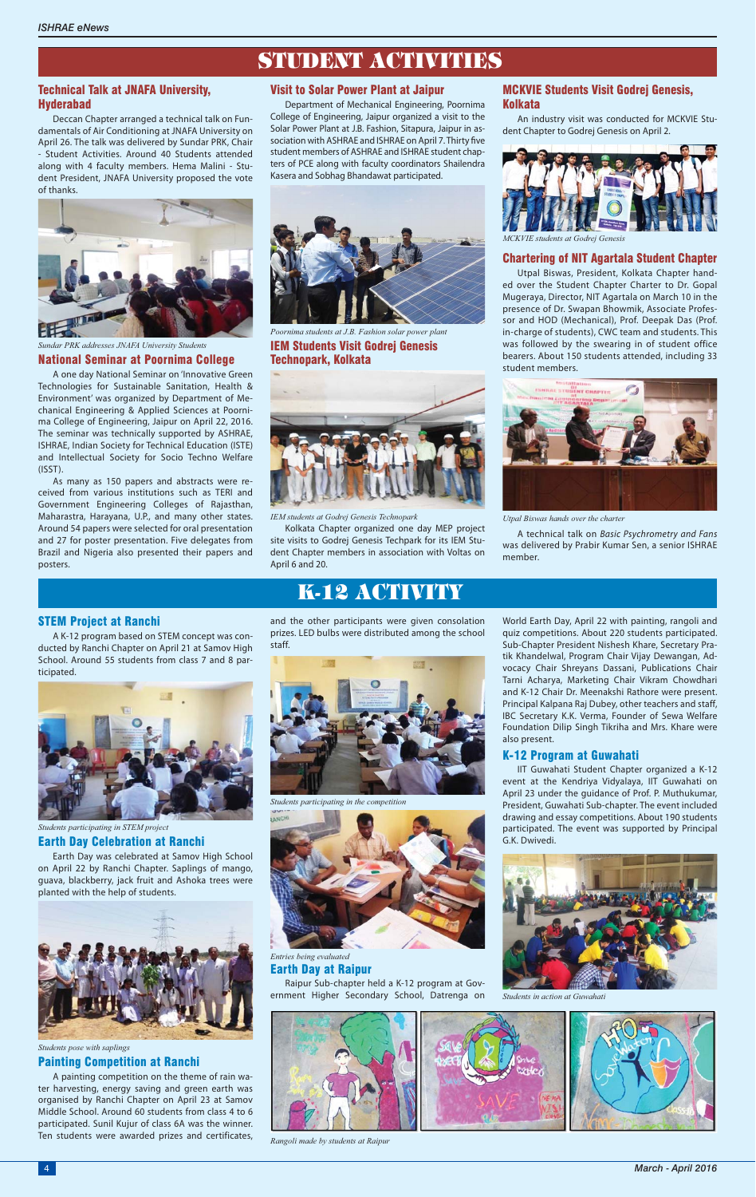# STUDENT ACTIVITIES

## Technical Talk at JNAFA University, Hyderabad

Deccan Chapter arranged a technical talk on Fundamentals of Air Conditioning at JNAFA University on April 26. The talk was delivered by Sundar PRK, Chair - Student Activities. Around 40 Students attended along with 4 faculty members. Hema Malini - Student President, JNAFA University proposed the vote of thanks.

*Sundar PRK addresses JNAFA University Students*

## National Seminar at Poornima College

A one day National Seminar on 'Innovative Green Technologies for Sustainable Sanitation, Health & Environment' was organized by Department of Mechanical Engineering & Applied Sciences at Poornima College of Engineering, Jaipur on April 22, 2016. The seminar was technically supported by ASHRAE, ISHRAE, Indian Society for Technical Education (ISTE) and Intellectual Society for Socio Techno Welfare (ISST).

As many as 150 papers and abstracts were received from various institutions such as TERI and Government Engineering Colleges of Rajasthan, Maharastra, Harayana, U.P., and many other states. Around 54 papers were selected for oral presentation and 27 for poster presentation. Five delegates from Brazil and Nigeria also presented their papers and posters.

## Visit to Solar Power Plant at Jaipur

Department of Mechanical Engineering, Poornima College of Engineering, Jaipur organized a visit to the Solar Power Plant at J.B. Fashion, Sitapura, Jaipur in association with ASHRAE and ISHRAE on April 7. Thirty five student members of ASHRAE and ISHRAE student chapters of PCE along with faculty coordinators Shailendra Kasera and Sobhag Bhandawat participated.

*Poornima students at J.B. Fashion solar power plant*

## IEM Students Visit Godrej Genesis Technopark, Kolkata

*IEM students at Godrej Genesis Technopark*

Kolkata Chapter organized one day MEP project site visits to Godrej Genesis Techpark for its IEM Student Chapter members in association with Voltas on April 6 and 20.

## MCKVIE Students Visit Godrej Genesis, Kolkata

An industry visit was conducted for MCKVIE Student Chapter to Godrej Genesis on April 2.

*MCKVIE students at Godrej Genesis*

## Chartering of NIT Agartala Student Chapter

Utpal Biswas, President, Kolkata Chapter handed over the Student Chapter Charter to Dr. Gopal Mugeraya, Director, NIT Agartala on March 10 in the presence of Dr. Swapan Bhowmik, Associate Professor and HOD (Mechanical), Prof. Deepak Das (Prof. in-charge of students), CWC team and students. This was followed by the swearing in of student office bearers. About 150 students attended, including 33 student members.

*Utpal Biswas hands over the charter*

A technical talk on *Basic Psychrometry and Fans* was delivered by Prabir Kumar Sen, a senior ISHRAE member.

# K-12 ACTIVITY

## STEM Project at Ranchi

A K-12 program based on STEM concept was conducted by Ranchi Chapter on April 21 at Samov High School. Around 55 students from class 7 and 8 participated.

*Students participating in STEM project*

## Earth Day Celebration at Ranchi

Earth Day was celebrated at Samov High School on April 22 by Ranchi Chapter. Saplings of mango, guava, blackberry, jack fruit and Ashoka trees were planted with the help of students.

*Students pose with saplings*

## Painting Competition at Ranchi

A painting competition on the theme of rain water harvesting, energy saving and green earth was organised by Ranchi Chapter on April 23 at Samov Middle School. Around 60 students from class 4 to 6 participated. Sunil Kujur of class 6A was the winner. Ten students were awarded prizes and certificates, and the other participants were given consolation prizes. LED bulbs were distributed among the school staff.

*Students participating in the competition*

*Entries being evaluated*

## Earth Day at Raipur

Raipur Sub-chapter held a K-12 program at Government Higher Secondary School, Datrenga on World Earth Day, April 22 with painting, rangoli and quiz competitions. About 220 students participated. Sub-Chapter President Nishesh Khare, Secretary Pratik Khandelwal, Program Chair Vijay Dewangan, Advocacy Chair Shreyans Dassani, Publications Chair Tarni Acharya, Marketing Chair Vikram Chowdhari and K-12 Chair Dr. Meenakshi Rathore were present. Principal Kalpana Raj Dubey, other teachers and staff, IBC Secretary K.K. Verma, Founder of Sewa Welfare Foundation Dilip Singh Tikriha and Mrs. Khare were also present.

## K-12 Program at Guwahati

IIT Guwahati Student Chapter organized a K-12 event at the Kendriya Vidyalaya, IIT Guwahati on April 23 under the guidance of Prof. P. Muthukumar, President, Guwahati Sub-chapter. The event included drawing and essay competitions. About 190 students participated. The event was supported by Principal G.K. Dwivedi.

*Students in action at Guwahati*

*Rangoli made by students at Raipur*